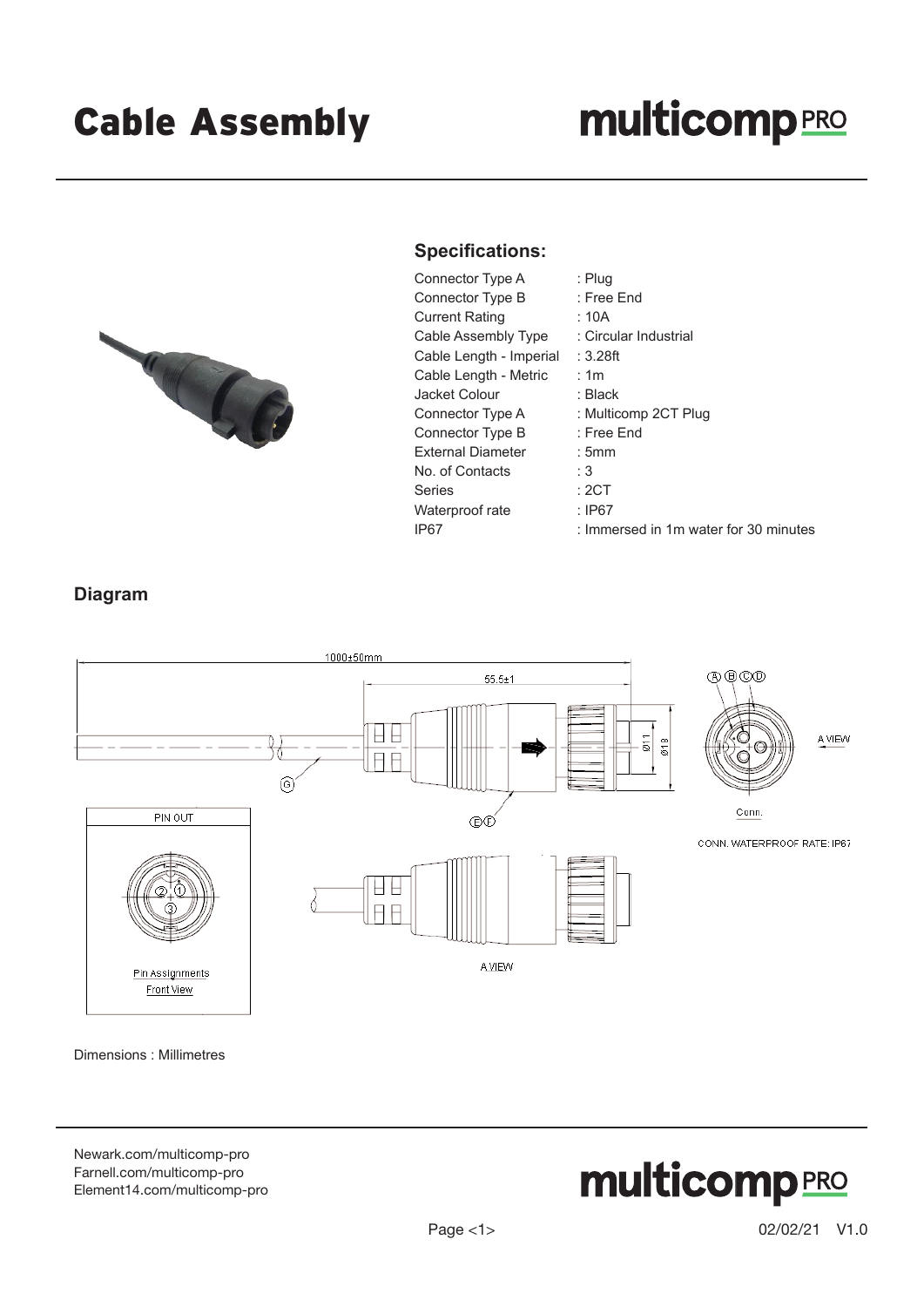# Cable Assembly

multicomp PRO

## Specifications:

| | |
|---|---|
| Connector Type A | : Plug |
| Connector Type B | : Free End |
| Current Rating | : 10A |
| Cable Assembly Type | : Circular Industrial |
| Cable Length - Imperial | : 3.28ft |
| Cable Length - Metric | : 1m |
| Jacket Colour | : Black |
| Connector Type A | : Multicomp 2CT Plug |
| Connector Type B | : Free End |
| External Diameter | : 5mm |
| No. of Contacts | : 3 |
| Series | : 2CT |
| Waterproof rate | : IP67 |
| IP67 | : Immersed in 1m water for 30 minutes |

## Diagram

1000±50mm

55.5±1

Ø11

Ø18

A VIEW

Conn.

CONN. WATERPROOF RATE: IP67

PIN OUT

Pin Assignments
Front View

A VIEW

Dimensions : Millimetres

Newark.com/multicomp-pro
Farnell.com/multicomp-pro
Element14.com/multicomp-pro

02/02/21 V1.0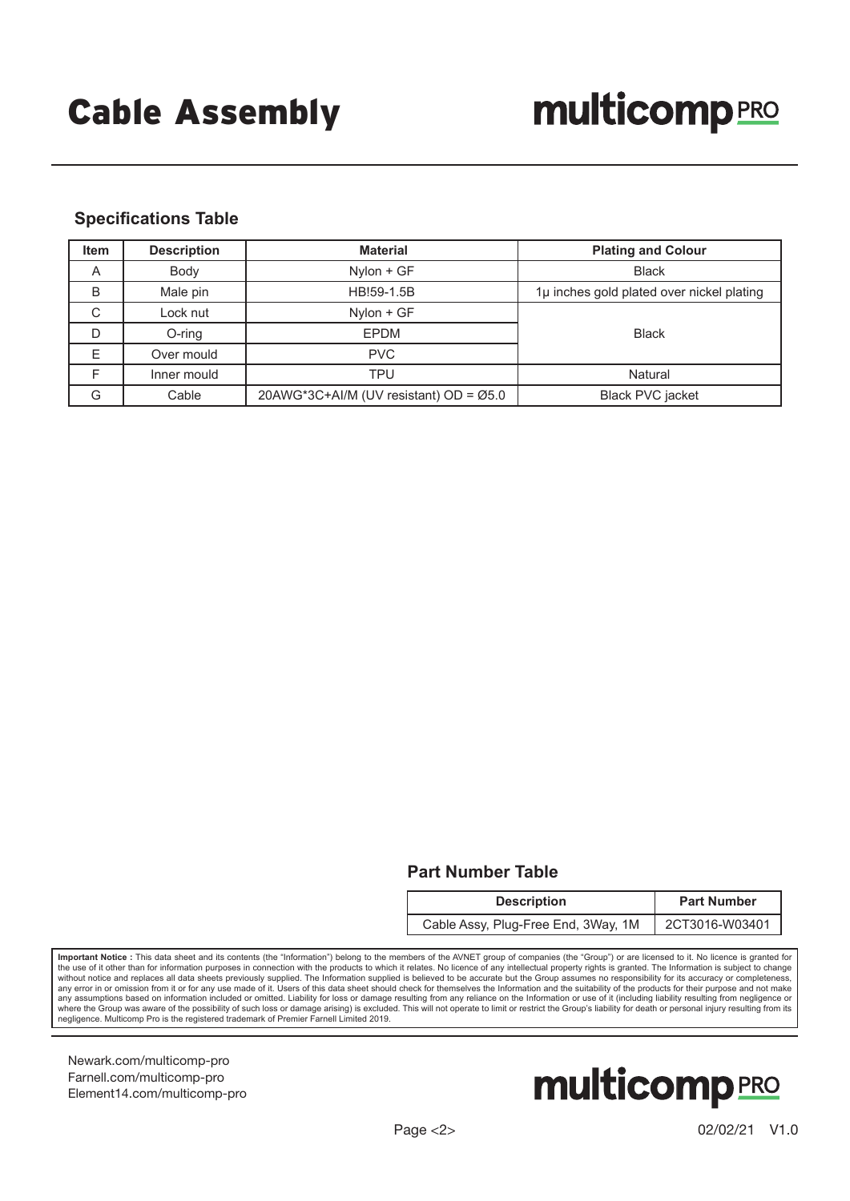# Cable Assembly

## Specifications Table

| Item | Description | Material | Plating and Colour |
|---|---|---|---|
| A | Body | Nylon + GF | Black |
| B | Male pin | HB!59-1.5B | 1µ inches gold plated over nickel plating |
| C | Lock nut | Nylon + GF | Black |
| D | O-ring | EPDM | |
| E | Over mould | PVC | |
| F | Inner mould | TPU | Natural |
| G | Cable | 20AWG*3C+Al/M (UV resistant) OD = Ø5.0 | Black PVC jacket |

## Part Number Table

| Description | Part Number |
|---|---|
| Cable Assy, Plug-Free End, 3Way, 1M | 2CT3016-W03401 |

**Important Notice :** This data sheet and its contents (the "Information") belong to the members of the AVNET group of companies (the "Group") or are licensed to it. No licence is granted for the use of it other than for information purposes in connection with the products to which it relates. No licence of any intellectual property rights is granted. The Information is subject to change without notice and replaces all data sheets previously supplied. The Information supplied is believed to be accurate but the Group assumes no responsibility for its accuracy or completeness, any error in or omission from it or for any use made of it. Users of this data sheet should check for themselves the Information and the suitability of the products for their purpose and not make any assumptions based on information included or omitted. Liability for loss or damage resulting from any reliance on the Information or use of it (including liability resulting from negligence or where the Group was aware of the possibility of such loss or damage arising) is excluded. This will not operate to limit or restrict the Group's liability for death or personal injury resulting from its negligence. Multicomp Pro is the registered trademark of Premier Farnell Limited 2019.

Newark.com/multicomp-pro
Farnell.com/multicomp-pro
Element14.com/multicomp-pro

02/02/21 V1.0